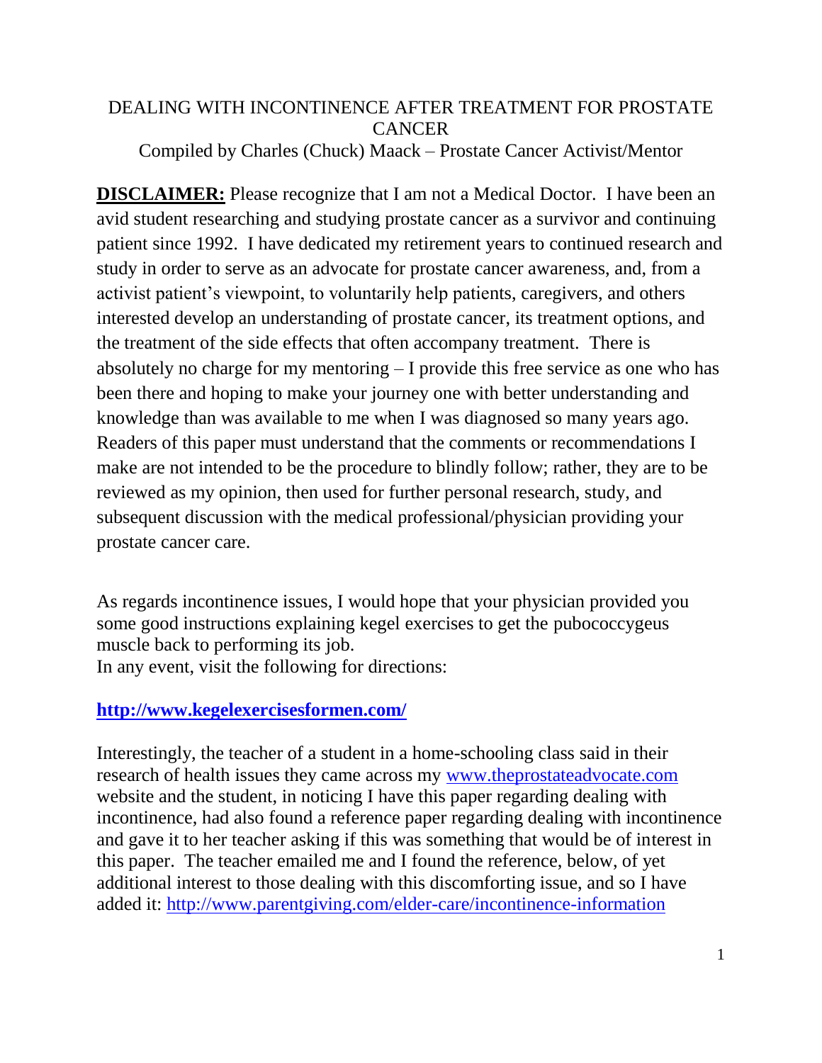# DEALING WITH INCONTINENCE AFTER TREATMENT FOR PROSTATE CANCER

Compiled by Charles (Chuck) Maack – Prostate Cancer Activist/Mentor

**DISCLAIMER:** Please recognize that I am not a Medical Doctor. I have been an avid student researching and studying prostate cancer as a survivor and continuing patient since 1992. I have dedicated my retirement years to continued research and study in order to serve as an advocate for prostate cancer awareness, and, from a activist patient's viewpoint, to voluntarily help patients, caregivers, and others interested develop an understanding of prostate cancer, its treatment options, and the treatment of the side effects that often accompany treatment. There is absolutely no charge for my mentoring – I provide this free service as one who has been there and hoping to make your journey one with better understanding and knowledge than was available to me when I was diagnosed so many years ago. Readers of this paper must understand that the comments or recommendations I make are not intended to be the procedure to blindly follow; rather, they are to be reviewed as my opinion, then used for further personal research, study, and subsequent discussion with the medical professional/physician providing your prostate cancer care.

As regards incontinence issues, I would hope that your physician provided you some good instructions explaining kegel exercises to get the pubococcygeus muscle back to performing its job.
In any event, visit the following for directions:

**http://www.kegelexercisesformen.com/**

Interestingly, the teacher of a student in a home-schooling class said in their research of health issues they came across my www.theprostateadvocate.com website and the student, in noticing I have this paper regarding dealing with incontinence, had also found a reference paper regarding dealing with incontinence and gave it to her teacher asking if this was something that would be of interest in this paper. The teacher emailed me and I found the reference, below, of yet additional interest to those dealing with this discomforting issue, and so I have added it: http://www.parentgiving.com/elder-care/incontinence-information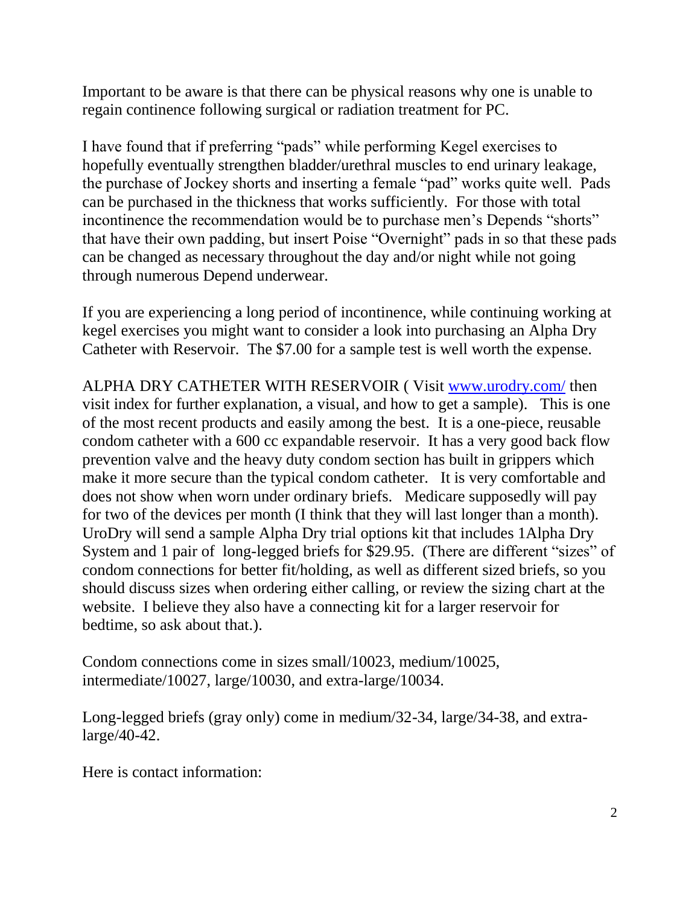Important to be aware is that there can be physical reasons why one is unable to regain continence following surgical or radiation treatment for PC.

I have found that if preferring "pads" while performing Kegel exercises to hopefully eventually strengthen bladder/urethral muscles to end urinary leakage, the purchase of Jockey shorts and inserting a female "pad" works quite well. Pads can be purchased in the thickness that works sufficiently. For those with total incontinence the recommendation would be to purchase men's Depends "shorts" that have their own padding, but insert Poise "Overnight" pads in so that these pads can be changed as necessary throughout the day and/or night while not going through numerous Depend underwear.

If you are experiencing a long period of incontinence, while continuing working at kegel exercises you might want to consider a look into purchasing an Alpha Dry Catheter with Reservoir. The $7.00 for a sample test is well worth the expense.

ALPHA DRY CATHETER WITH RESERVOIR ( Visit [www.urodry.com/](http://www.urodry.com/) then visit index for further explanation, a visual, and how to get a sample). This is one of the most recent products and easily among the best. It is a one-piece, reusable condom catheter with a 600 cc expandable reservoir. It has a very good back flow prevention valve and the heavy duty condom section has built in grippers which make it more secure than the typical condom catheter. It is very comfortable and does not show when worn under ordinary briefs. Medicare supposedly will pay for two of the devices per month (I think that they will last longer than a month). UroDry will send a sample Alpha Dry trial options kit that includes 1Alpha Dry System and 1 pair of long-legged briefs for $29.95. (There are different "sizes" of condom connections for better fit/holding, as well as different sized briefs, so you should discuss sizes when ordering either calling, or review the sizing chart at the website. I believe they also have a connecting kit for a larger reservoir for bedtime, so ask about that.).

Condom connections come in sizes small/10023, medium/10025, intermediate/10027, large/10030, and extra-large/10034.

Long-legged briefs (gray only) come in medium/32-34, large/34-38, and extra-large/40-42.

Here is contact information: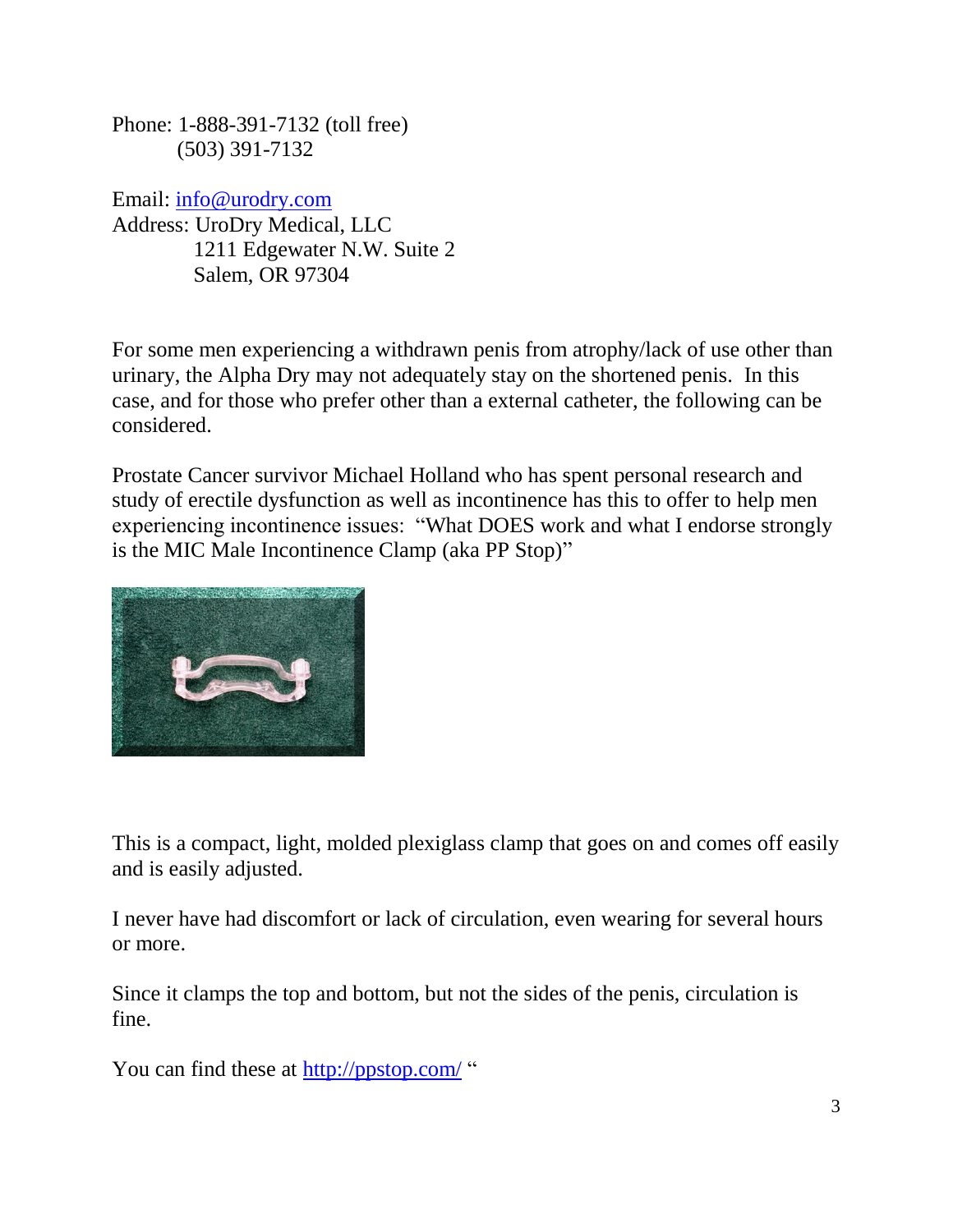Phone: 1-888-391-7132 (toll free)
(503) 391-7132

Email: [info@urodry.com](mailto:info@urodry.com)
Address: UroDry Medical, LLC
1211 Edgewater N.W. Suite 2
Salem, OR 97304

For some men experiencing a withdrawn penis from atrophy/lack of use other than urinary, the Alpha Dry may not adequately stay on the shortened penis. In this case, and for those who prefer other than a external catheter, the following can be considered.

Prostate Cancer survivor Michael Holland who has spent personal research and study of erectile dysfunction as well as incontinence has this to offer to help men experiencing incontinence issues: "What DOES work and what I endorse strongly is the MIC Male Incontinence Clamp (aka PP Stop)"

This is a compact, light, molded plexiglass clamp that goes on and comes off easily and is easily adjusted.

I never have had discomfort or lack of circulation, even wearing for several hours or more.

Since it clamps the top and bottom, but not the sides of the penis, circulation is fine.

You can find these at [http://ppstop.com/](http://ppstop.com/) "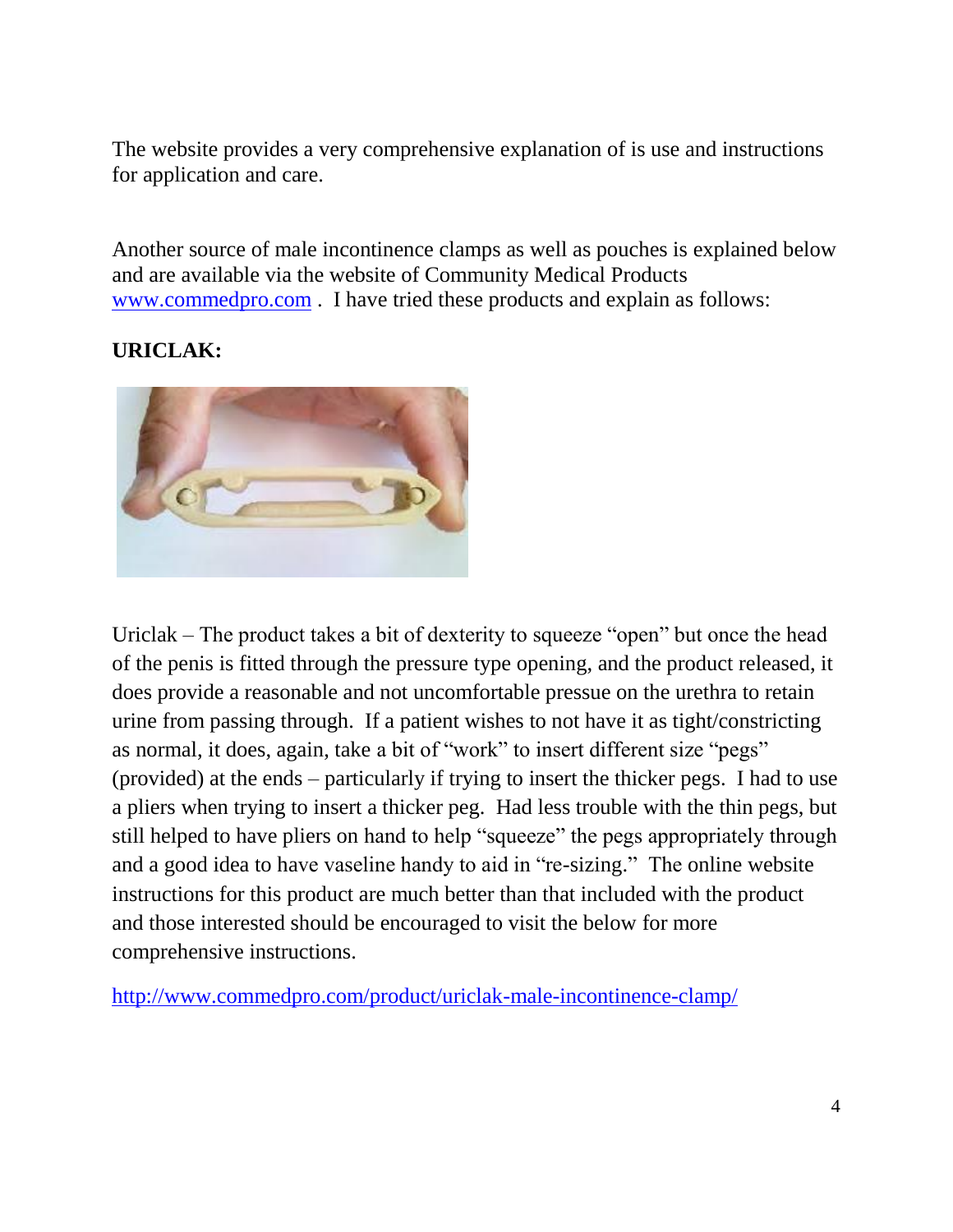The website provides a very comprehensive explanation of is use and instructions for application and care.

Another source of male incontinence clamps as well as pouches is explained below and are available via the website of Community Medical Products www.commedpro.com . I have tried these products and explain as follows:

**URICLAK:**

Uriclak – The product takes a bit of dexterity to squeeze “open” but once the head of the penis is fitted through the pressure type opening, and the product released, it does provide a reasonable and not uncomfortable pressue on the urethra to retain urine from passing through. If a patient wishes to not have it as tight/constricting as normal, it does, again, take a bit of “work” to insert different size “pegs” (provided) at the ends – particularly if trying to insert the thicker pegs. I had to use a pliers when trying to insert a thicker peg. Had less trouble with the thin pegs, but still helped to have pliers on hand to help “squeeze” the pegs appropriately through and a good idea to have vaseline handy to aid in “re-sizing.” The online website instructions for this product are much better than that included with the product and those interested should be encouraged to visit the below for more comprehensive instructions.

http://www.commedpro.com/product/uriclak-male-incontinence-clamp/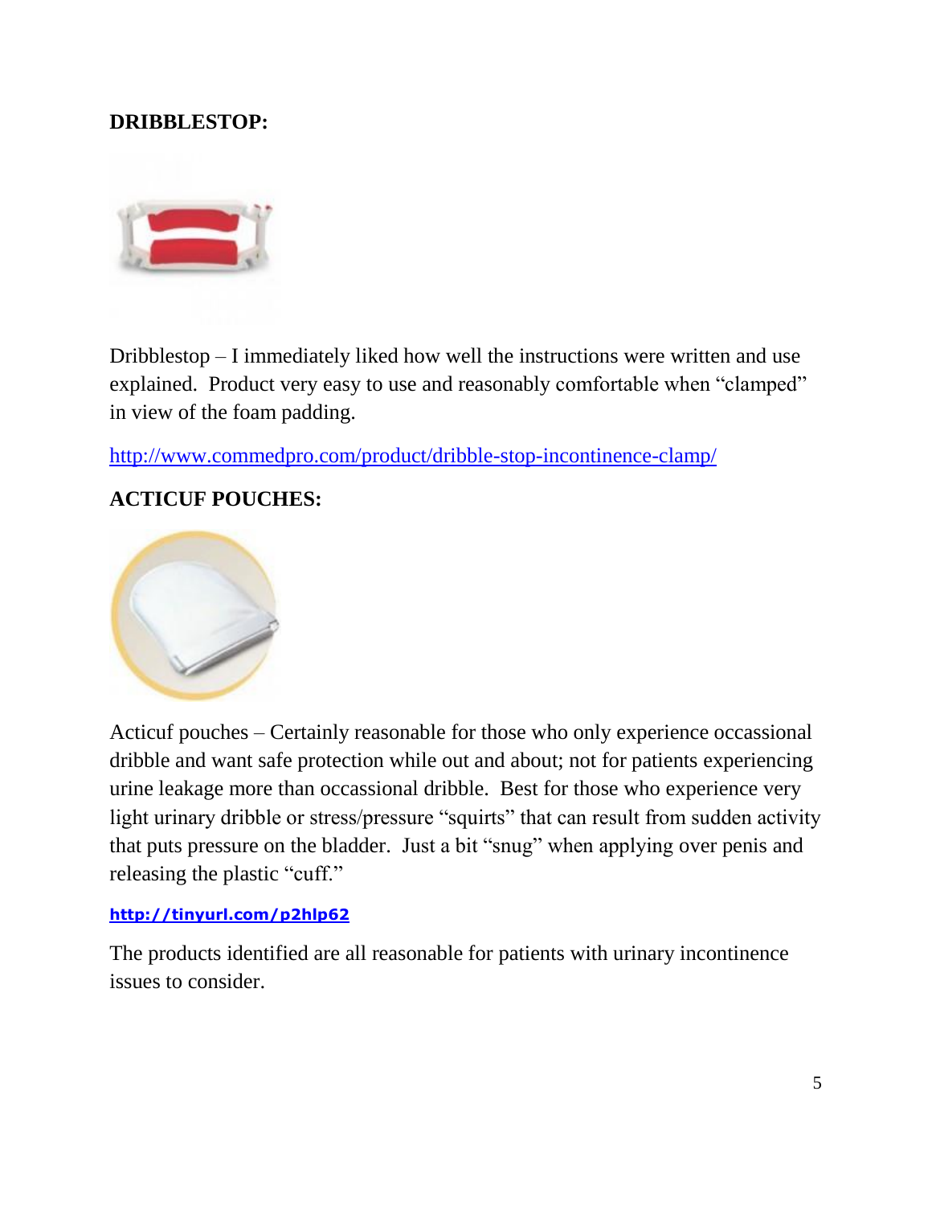**DRIBBLESTOP:**

Dribblestop – I immediately liked how well the instructions were written and use explained.  Product very easy to use and reasonably comfortable when “clamped” in view of the foam padding.

http://www.commedpro.com/product/dribble-stop-incontinence-clamp/

**ACTICUF POUCHES:**

Acticuf pouches – Certainly reasonable for those who only experience occassional dribble and want safe protection while out and about; not for patients experiencing urine leakage more than occassional dribble.  Best for those who experience very light urinary dribble or stress/pressure “squirts” that can result from sudden activity that puts pressure on the bladder.  Just a bit “snug” when applying over penis and releasing the plastic “cuff.”

**http://tinyurl.com/p2hlp62**

The products identified are all reasonable for patients with urinary incontinence issues to consider.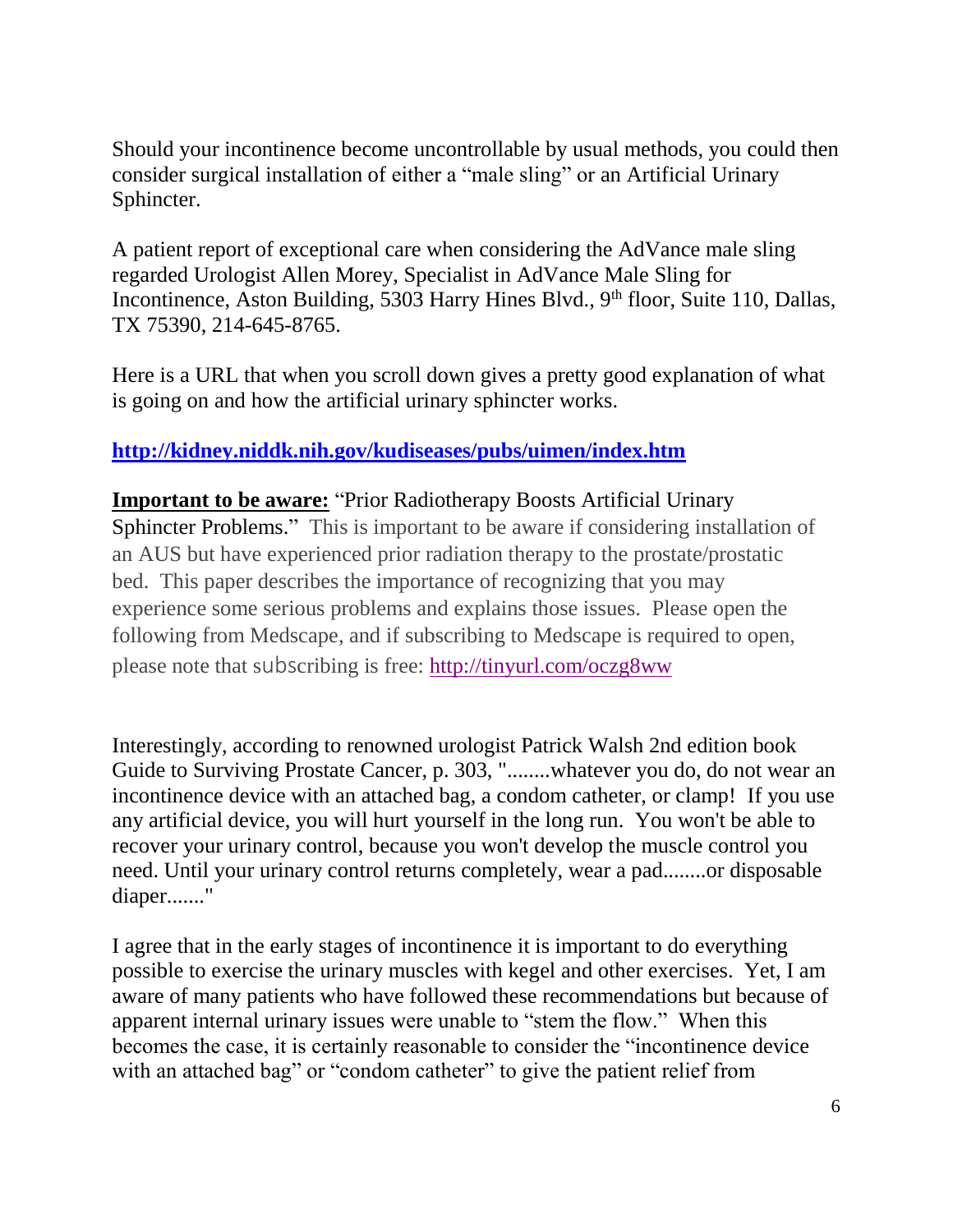Should your incontinence become uncontrollable by usual methods, you could then consider surgical installation of either a "male sling" or an Artificial Urinary Sphincter.

A patient report of exceptional care when considering the AdVance male sling regarded Urologist Allen Morey, Specialist in AdVance Male Sling for Incontinence, Aston Building, 5303 Harry Hines Blvd., 9th floor, Suite 110, Dallas, TX 75390, 214-645-8765.

Here is a URL that when you scroll down gives a pretty good explanation of what is going on and how the artificial urinary sphincter works.

**http://kidney.niddk.nih.gov/kudiseases/pubs/uimen/index.htm**

**Important to be aware:** "Prior Radiotherapy Boosts Artificial Urinary Sphincter Problems." This is important to be aware if considering installation of an AUS but have experienced prior radiation therapy to the prostate/prostatic bed. This paper describes the importance of recognizing that you may experience some serious problems and explains those issues. Please open the following from Medscape, and if subscribing to Medscape is required to open, please note that subscribing is free: http://tinyurl.com/oczg8ww

Interestingly, according to renowned urologist Patrick Walsh 2nd edition book Guide to Surviving Prostate Cancer, p. 303, "........whatever you do, do not wear an incontinence device with an attached bag, a condom catheter, or clamp! If you use any artificial device, you will hurt yourself in the long run. You won't be able to recover your urinary control, because you won't develop the muscle control you need. Until your urinary control returns completely, wear a pad........or disposable diaper......."

I agree that in the early stages of incontinence it is important to do everything possible to exercise the urinary muscles with kegel and other exercises. Yet, I am aware of many patients who have followed these recommendations but because of apparent internal urinary issues were unable to "stem the flow." When this becomes the case, it is certainly reasonable to consider the "incontinence device with an attached bag" or "condom catheter" to give the patient relief from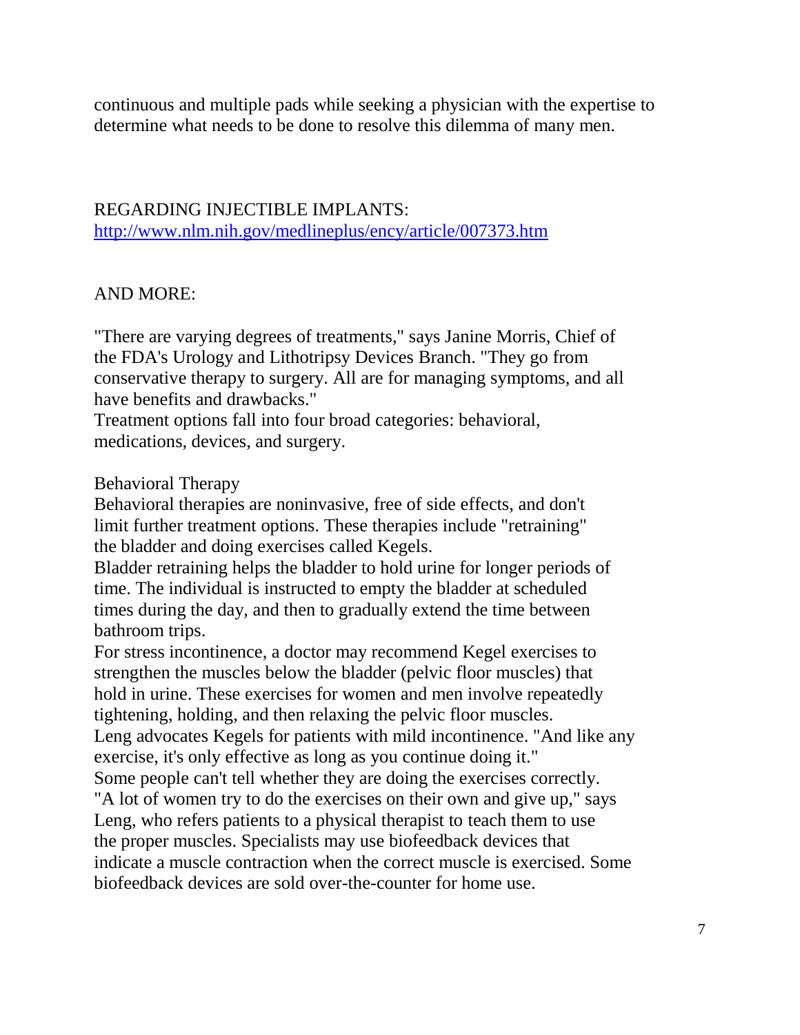continuous and multiple pads while seeking a physician with the expertise to determine what needs to be done to resolve this dilemma of many men.

REGARDING INJECTIBLE IMPLANTS:
[http://www.nlm.nih.gov/medlineplus/ency/article/007373.htm](http://www.nlm.nih.gov/medlineplus/ency/article/007373.htm)

AND MORE:

"There are varying degrees of treatments," says Janine Morris, Chief of the FDA's Urology and Lithotripsy Devices Branch. "They go from conservative therapy to surgery. All are for managing symptoms, and all have benefits and drawbacks."
Treatment options fall into four broad categories: behavioral, medications, devices, and surgery.

Behavioral Therapy
Behavioral therapies are noninvasive, free of side effects, and don't limit further treatment options. These therapies include "retraining" the bladder and doing exercises called Kegels.
Bladder retraining helps the bladder to hold urine for longer periods of time. The individual is instructed to empty the bladder at scheduled times during the day, and then to gradually extend the time between bathroom trips.
For stress incontinence, a doctor may recommend Kegel exercises to strengthen the muscles below the bladder (pelvic floor muscles) that hold in urine. These exercises for women and men involve repeatedly tightening, holding, and then relaxing the pelvic floor muscles.
Leng advocates Kegels for patients with mild incontinence. "And like any exercise, it's only effective as long as you continue doing it."
Some people can't tell whether they are doing the exercises correctly. "A lot of women try to do the exercises on their own and give up," says Leng, who refers patients to a physical therapist to teach them to use the proper muscles. Specialists may use biofeedback devices that indicate a muscle contraction when the correct muscle is exercised. Some biofeedback devices are sold over-the-counter for home use.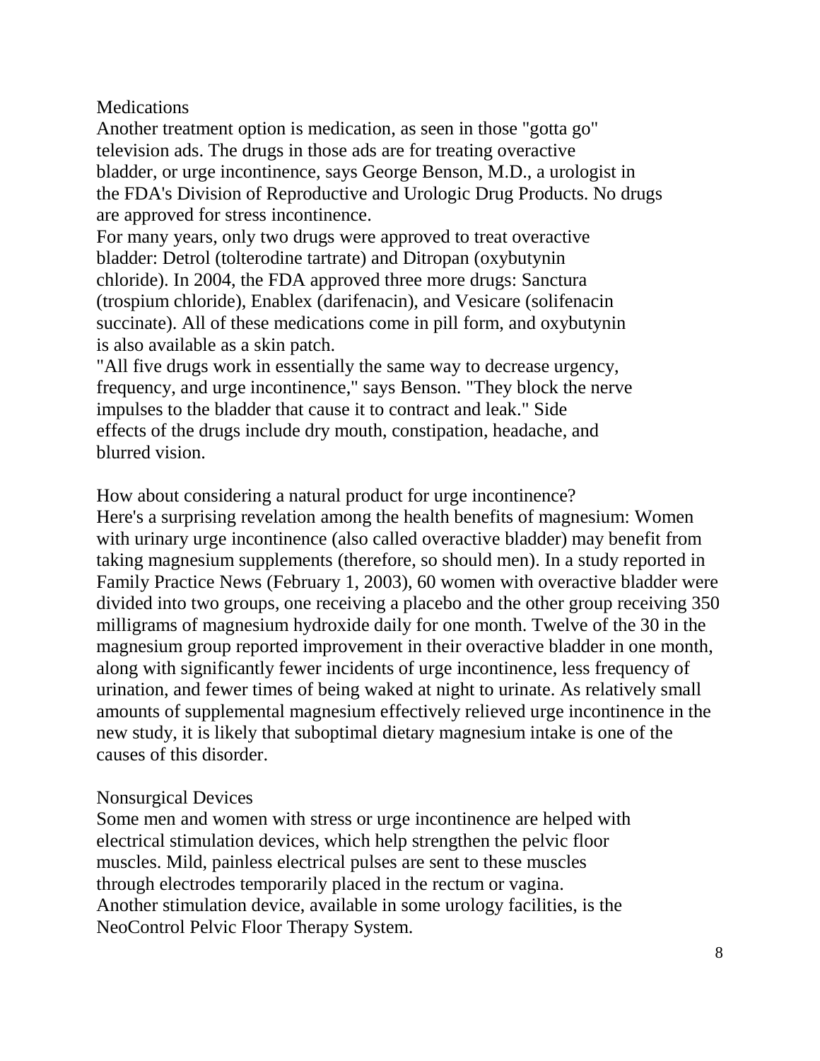## Medications

Another treatment option is medication, as seen in those "gotta go" television ads. The drugs in those ads are for treating overactive bladder, or urge incontinence, says George Benson, M.D., a urologist in the FDA's Division of Reproductive and Urologic Drug Products. No drugs are approved for stress incontinence.

For many years, only two drugs were approved to treat overactive bladder: Detrol (tolterodine tartrate) and Ditropan (oxybutynin chloride). In 2004, the FDA approved three more drugs: Sanctura (trospium chloride), Enablex (darifenacin), and Vesicare (solifenacin succinate). All of these medications come in pill form, and oxybutynin is also available as a skin patch.

"All five drugs work in essentially the same way to decrease urgency, frequency, and urge incontinence," says Benson. "They block the nerve impulses to the bladder that cause it to contract and leak." Side effects of the drugs include dry mouth, constipation, headache, and blurred vision.

How about considering a natural product for urge incontinence?
Here's a surprising revelation among the health benefits of magnesium: Women with urinary urge incontinence (also called overactive bladder) may benefit from taking magnesium supplements (therefore, so should men). In a study reported in Family Practice News (February 1, 2003), 60 women with overactive bladder were divided into two groups, one receiving a placebo and the other group receiving 350 milligrams of magnesium hydroxide daily for one month. Twelve of the 30 in the magnesium group reported improvement in their overactive bladder in one month, along with significantly fewer incidents of urge incontinence, less frequency of urination, and fewer times of being waked at night to urinate. As relatively small amounts of supplemental magnesium effectively relieved urge incontinence in the new study, it is likely that suboptimal dietary magnesium intake is one of the causes of this disorder.

## Nonsurgical Devices

Some men and women with stress or urge incontinence are helped with electrical stimulation devices, which help strengthen the pelvic floor muscles. Mild, painless electrical pulses are sent to these muscles through electrodes temporarily placed in the rectum or vagina.
Another stimulation device, available in some urology facilities, is the NeoControl Pelvic Floor Therapy System.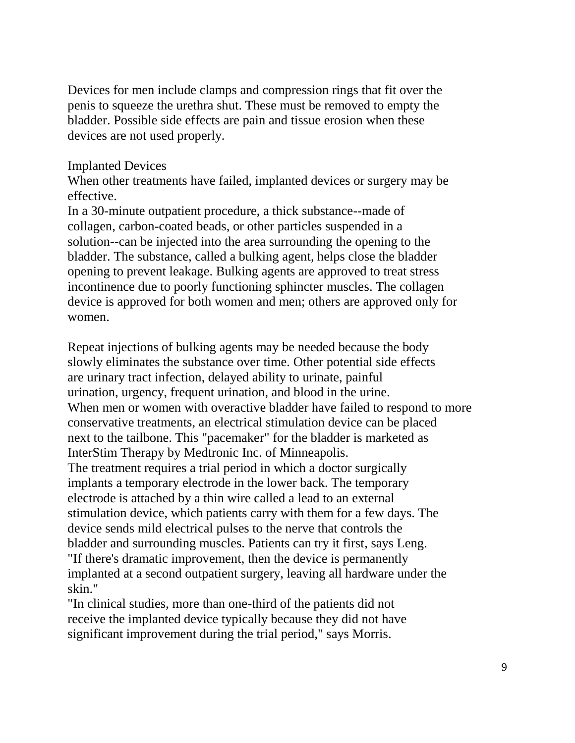Devices for men include clamps and compression rings that fit over the penis to squeeze the urethra shut. These must be removed to empty the bladder. Possible side effects are pain and tissue erosion when these devices are not used properly.

## Implanted Devices

When other treatments have failed, implanted devices or surgery may be effective.

In a 30-minute outpatient procedure, a thick substance--made of collagen, carbon-coated beads, or other particles suspended in a solution--can be injected into the area surrounding the opening to the bladder. The substance, called a bulking agent, helps close the bladder opening to prevent leakage. Bulking agents are approved to treat stress incontinence due to poorly functioning sphincter muscles. The collagen device is approved for both women and men; others are approved only for women.

Repeat injections of bulking agents may be needed because the body slowly eliminates the substance over time. Other potential side effects are urinary tract infection, delayed ability to urinate, painful urination, urgency, frequent urination, and blood in the urine.

When men or women with overactive bladder have failed to respond to more conservative treatments, an electrical stimulation device can be placed next to the tailbone. This "pacemaker" for the bladder is marketed as InterStim Therapy by Medtronic Inc. of Minneapolis.

The treatment requires a trial period in which a doctor surgically implants a temporary electrode in the lower back. The temporary electrode is attached by a thin wire called a lead to an external stimulation device, which patients carry with them for a few days. The device sends mild electrical pulses to the nerve that controls the bladder and surrounding muscles. Patients can try it first, says Leng. "If there's dramatic improvement, then the device is permanently implanted at a second outpatient surgery, leaving all hardware under the skin."

"In clinical studies, more than one-third of the patients did not receive the implanted device typically because they did not have significant improvement during the trial period," says Morris.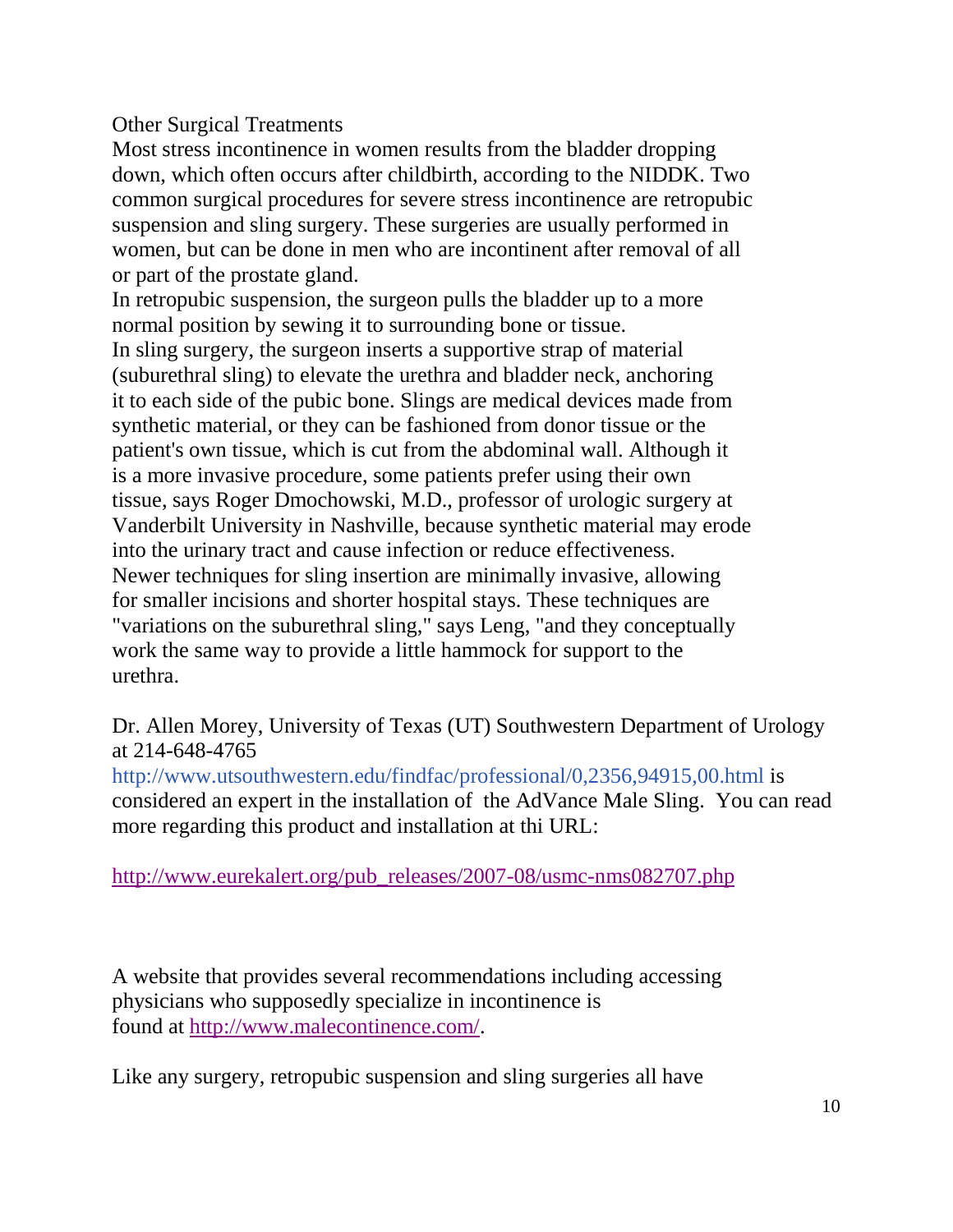Other Surgical Treatments

Most stress incontinence in women results from the bladder dropping down, which often occurs after childbirth, according to the NIDDK. Two common surgical procedures for severe stress incontinence are retropubic suspension and sling surgery. These surgeries are usually performed in women, but can be done in men who are incontinent after removal of all or part of the prostate gland.

In retropubic suspension, the surgeon pulls the bladder up to a more normal position by sewing it to surrounding bone or tissue.

In sling surgery, the surgeon inserts a supportive strap of material (suburethral sling) to elevate the urethra and bladder neck, anchoring it to each side of the pubic bone. Slings are medical devices made from synthetic material, or they can be fashioned from donor tissue or the patient's own tissue, which is cut from the abdominal wall. Although it is a more invasive procedure, some patients prefer using their own tissue, says Roger Dmochowski, M.D., professor of urologic surgery at Vanderbilt University in Nashville, because synthetic material may erode into the urinary tract and cause infection or reduce effectiveness.

Newer techniques for sling insertion are minimally invasive, allowing for smaller incisions and shorter hospital stays. These techniques are "variations on the suburethral sling," says Leng, "and they conceptually work the same way to provide a little hammock for support to the urethra.

Dr. Allen Morey, University of Texas (UT) Southwestern Department of Urology at 214-648-4765 http://www.utsouthwestern.edu/findfac/professional/0,2356,94915,00.html is considered an expert in the installation of the AdVance Male Sling. You can read more regarding this product and installation at thi URL:

http://www.eurekalert.org/pub_releases/2007-08/usmc-nms082707.php

A website that provides several recommendations including accessing physicians who supposedly specialize in incontinence is found at http://www.malecontinence.com/.

Like any surgery, retropubic suspension and sling surgeries all have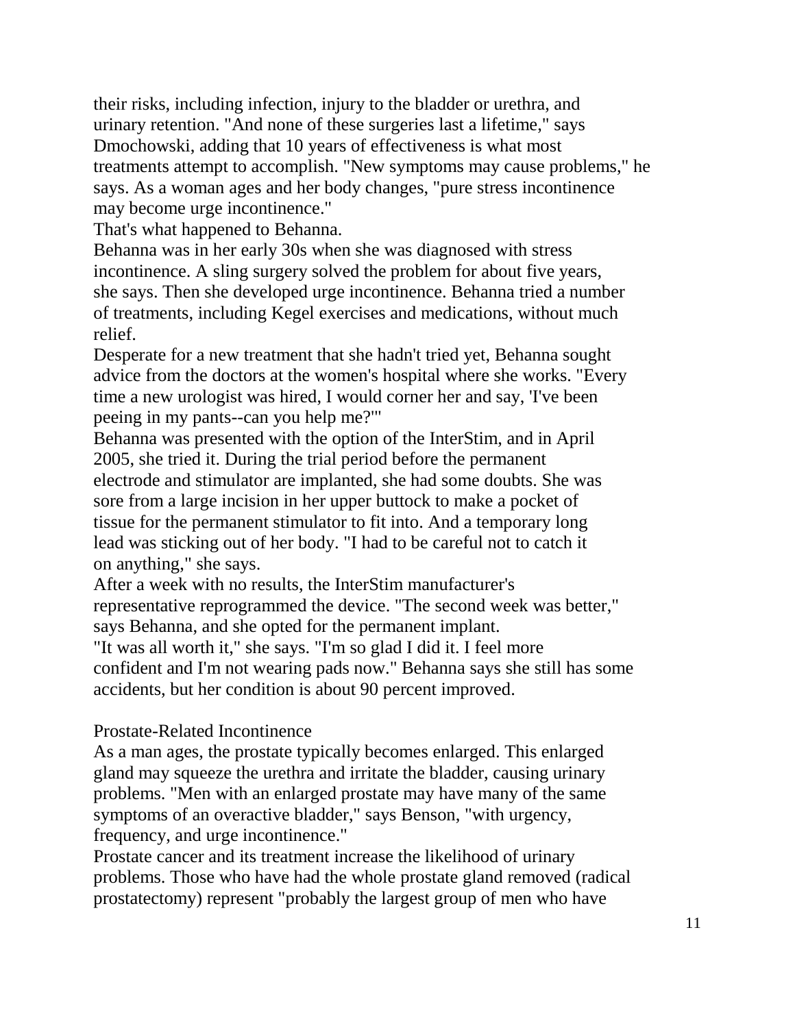their risks, including infection, injury to the bladder or urethra, and urinary retention. "And none of these surgeries last a lifetime," says Dmochowski, adding that 10 years of effectiveness is what most treatments attempt to accomplish. "New symptoms may cause problems," he says. As a woman ages and her body changes, "pure stress incontinence may become urge incontinence."

That's what happened to Behanna.

Behanna was in her early 30s when she was diagnosed with stress incontinence. A sling surgery solved the problem for about five years, she says. Then she developed urge incontinence. Behanna tried a number of treatments, including Kegel exercises and medications, without much relief.

Desperate for a new treatment that she hadn't tried yet, Behanna sought advice from the doctors at the women's hospital where she works. "Every time a new urologist was hired, I would corner her and say, 'I've been peeing in my pants--can you help me?'"

Behanna was presented with the option of the InterStim, and in April 2005, she tried it. During the trial period before the permanent electrode and stimulator are implanted, she had some doubts. She was sore from a large incision in her upper buttock to make a pocket of tissue for the permanent stimulator to fit into. And a temporary long lead was sticking out of her body. "I had to be careful not to catch it on anything," she says.

After a week with no results, the InterStim manufacturer's representative reprogrammed the device. "The second week was better," says Behanna, and she opted for the permanent implant.

"It was all worth it," she says. "I'm so glad I did it. I feel more confident and I'm not wearing pads now." Behanna says she still has some accidents, but her condition is about 90 percent improved.

## Prostate-Related Incontinence

As a man ages, the prostate typically becomes enlarged. This enlarged gland may squeeze the urethra and irritate the bladder, causing urinary problems. "Men with an enlarged prostate may have many of the same symptoms of an overactive bladder," says Benson, "with urgency, frequency, and urge incontinence."

Prostate cancer and its treatment increase the likelihood of urinary problems. Those who have had the whole prostate gland removed (radical prostatectomy) represent "probably the largest group of men who have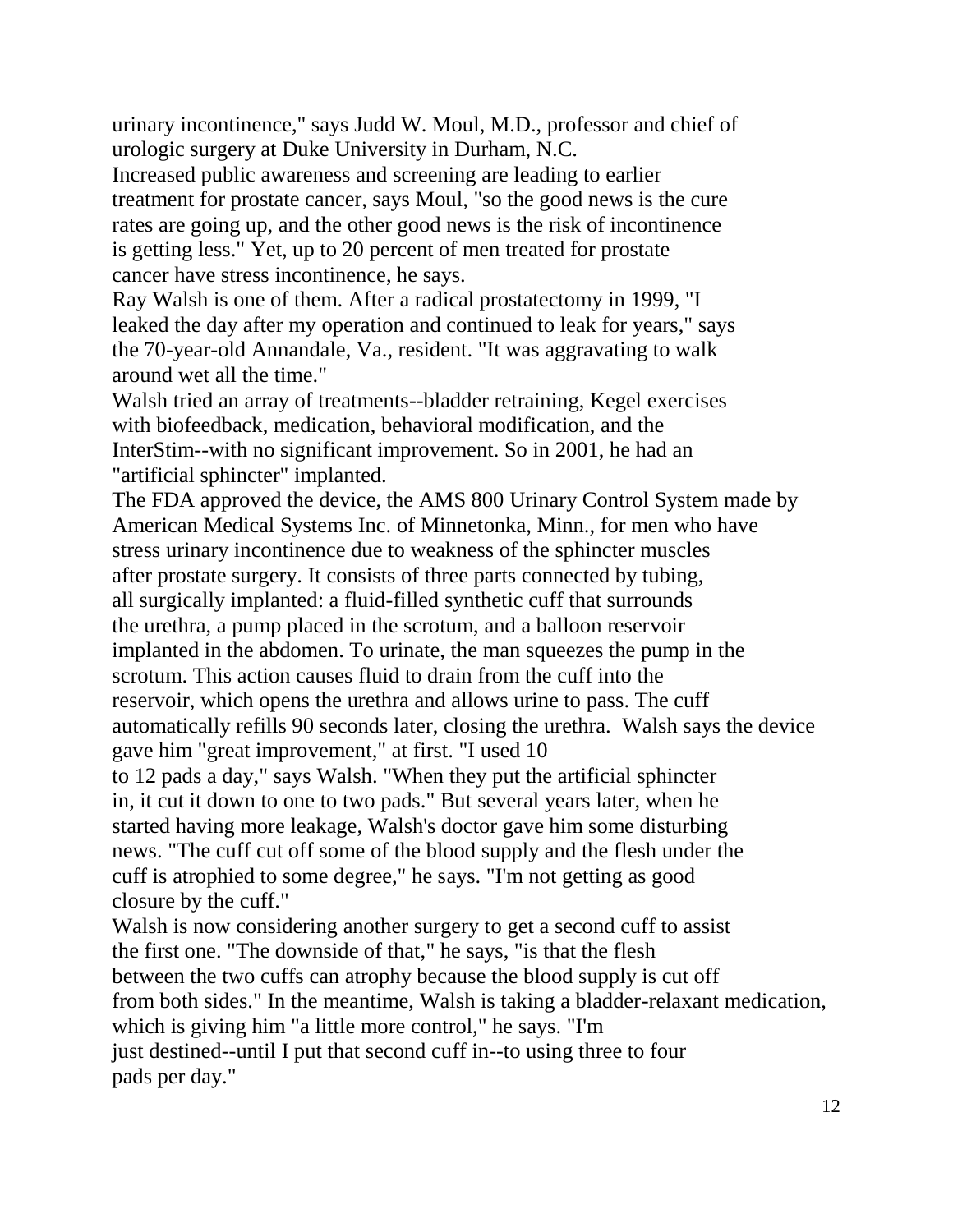urinary incontinence," says Judd W. Moul, M.D., professor and chief of urologic surgery at Duke University in Durham, N.C.

Increased public awareness and screening are leading to earlier treatment for prostate cancer, says Moul, "so the good news is the cure rates are going up, and the other good news is the risk of incontinence is getting less." Yet, up to 20 percent of men treated for prostate cancer have stress incontinence, he says.

Ray Walsh is one of them. After a radical prostatectomy in 1999, "I leaked the day after my operation and continued to leak for years," says the 70-year-old Annandale, Va., resident. "It was aggravating to walk around wet all the time."

Walsh tried an array of treatments--bladder retraining, Kegel exercises with biofeedback, medication, behavioral modification, and the InterStim--with no significant improvement. So in 2001, he had an "artificial sphincter" implanted.

The FDA approved the device, the AMS 800 Urinary Control System made by American Medical Systems Inc. of Minnetonka, Minn., for men who have stress urinary incontinence due to weakness of the sphincter muscles after prostate surgery. It consists of three parts connected by tubing, all surgically implanted: a fluid-filled synthetic cuff that surrounds the urethra, a pump placed in the scrotum, and a balloon reservoir implanted in the abdomen. To urinate, the man squeezes the pump in the scrotum. This action causes fluid to drain from the cuff into the reservoir, which opens the urethra and allows urine to pass. The cuff automatically refills 90 seconds later, closing the urethra. Walsh says the device gave him "great improvement," at first. "I used 10 to 12 pads a day," says Walsh. "When they put the artificial sphincter in, it cut it down to one to two pads." But several years later, when he started having more leakage, Walsh's doctor gave him some disturbing news. "The cuff cut off some of the blood supply and the flesh under the cuff is atrophied to some degree," he says. "I'm not getting as good closure by the cuff."

Walsh is now considering another surgery to get a second cuff to assist the first one. "The downside of that," he says, "is that the flesh between the two cuffs can atrophy because the blood supply is cut off from both sides." In the meantime, Walsh is taking a bladder-relaxant medication, which is giving him "a little more control," he says. "I'm just destined--until I put that second cuff in--to using three to four pads per day."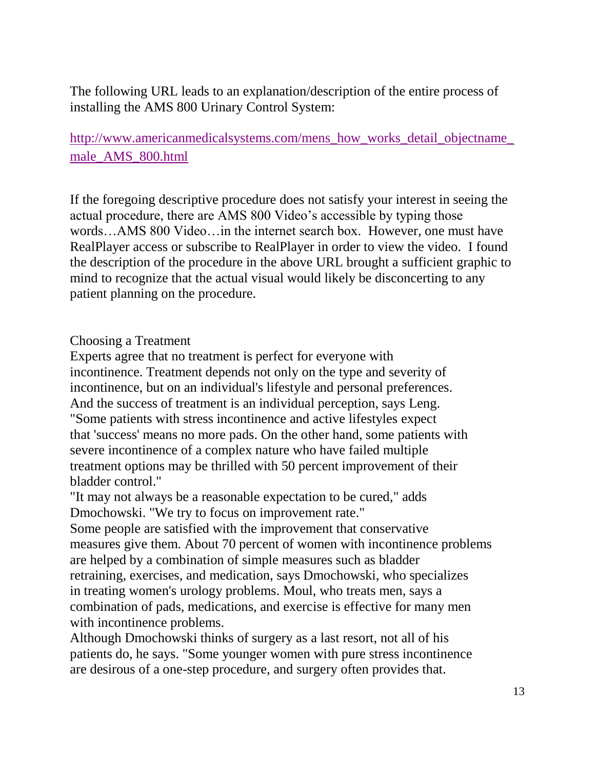The following URL leads to an explanation/description of the entire process of installing the AMS 800 Urinary Control System:

[http://www.americanmedicalsystems.com/mens_how_works_detail_objectname_male_AMS_800.html](http://www.americanmedicalsystems.com/mens_how_works_detail_objectname_male_AMS_800.html)

If the foregoing descriptive procedure does not satisfy your interest in seeing the actual procedure, there are AMS 800 Video's accessible by typing those words…AMS 800 Video…in the internet search box. However, one must have RealPlayer access or subscribe to RealPlayer in order to view the video. I found the description of the procedure in the above URL brought a sufficient graphic to mind to recognize that the actual visual would likely be disconcerting to any patient planning on the procedure.

Choosing a Treatment

Experts agree that no treatment is perfect for everyone with incontinence. Treatment depends not only on the type and severity of incontinence, but on an individual's lifestyle and personal preferences. And the success of treatment is an individual perception, says Leng. "Some patients with stress incontinence and active lifestyles expect that 'success' means no more pads. On the other hand, some patients with severe incontinence of a complex nature who have failed multiple treatment options may be thrilled with 50 percent improvement of their bladder control."

"It may not always be a reasonable expectation to be cured," adds Dmochowski. "We try to focus on improvement rate."

Some people are satisfied with the improvement that conservative measures give them. About 70 percent of women with incontinence problems are helped by a combination of simple measures such as bladder retraining, exercises, and medication, says Dmochowski, who specializes in treating women's urology problems. Moul, who treats men, says a combination of pads, medications, and exercise is effective for many men with incontinence problems.

Although Dmochowski thinks of surgery as a last resort, not all of his patients do, he says. "Some younger women with pure stress incontinence are desirous of a one-step procedure, and surgery often provides that.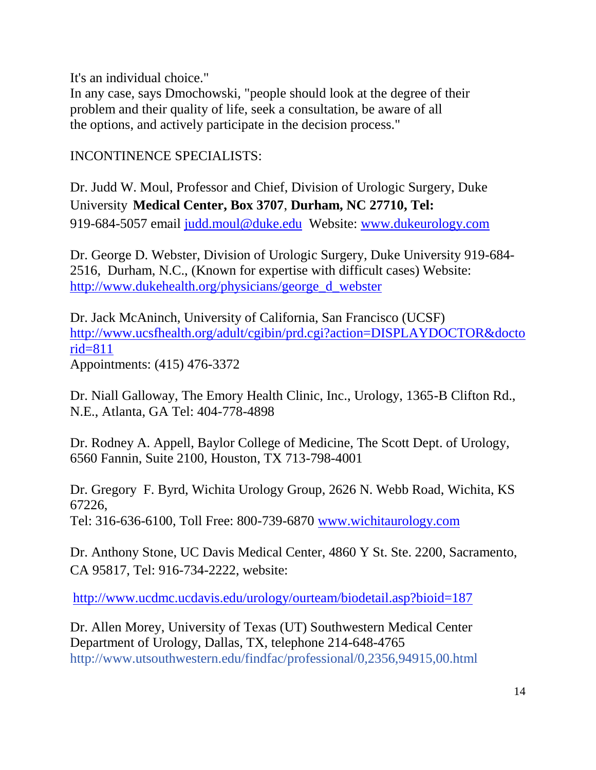It's an individual choice."

In any case, says Dmochowski, "people should look at the degree of their problem and their quality of life, seek a consultation, be aware of all the options, and actively participate in the decision process."

INCONTINENCE SPECIALISTS:

Dr. Judd W. Moul, Professor and Chief, Division of Urologic Surgery, Duke University **Medical Center, Box 3707**, **Durham, NC 27710, Tel:** 919-684-5057 email judd.moul@duke.edu Website: www.dukeurology.com

Dr. George D. Webster, Division of Urologic Surgery, Duke University 919-684-2516, Durham, N.C., (Known for expertise with difficult cases) Website: http://www.dukehealth.org/physicians/george_d_webster

Dr. Jack McAninch, University of California, San Francisco (UCSF) http://www.ucsfhealth.org/adult/cgibin/prd.cgi?action=DISPLAYDOCTOR&doctorid=811
Appointments: (415) 476-3372

Dr. Niall Galloway, The Emory Health Clinic, Inc., Urology, 1365-B Clifton Rd., N.E., Atlanta, GA Tel: 404-778-4898

Dr. Rodney A. Appell, Baylor College of Medicine, The Scott Dept. of Urology, 6560 Fannin, Suite 2100, Houston, TX 713-798-4001

Dr. Gregory F. Byrd, Wichita Urology Group, 2626 N. Webb Road, Wichita, KS 67226,
Tel: 316-636-6100, Toll Free: 800-739-6870 www.wichitaurology.com

Dr. Anthony Stone, UC Davis Medical Center, 4860 Y St. Ste. 2200, Sacramento, CA 95817, Tel: 916-734-2222, website:

http://www.ucdmc.ucdavis.edu/urology/ourteam/biodetail.asp?bioid=187

Dr. Allen Morey, University of Texas (UT) Southwestern Medical Center Department of Urology, Dallas, TX, telephone 214-648-4765
http://www.utsouthwestern.edu/findfac/professional/0,2356,94915,00.html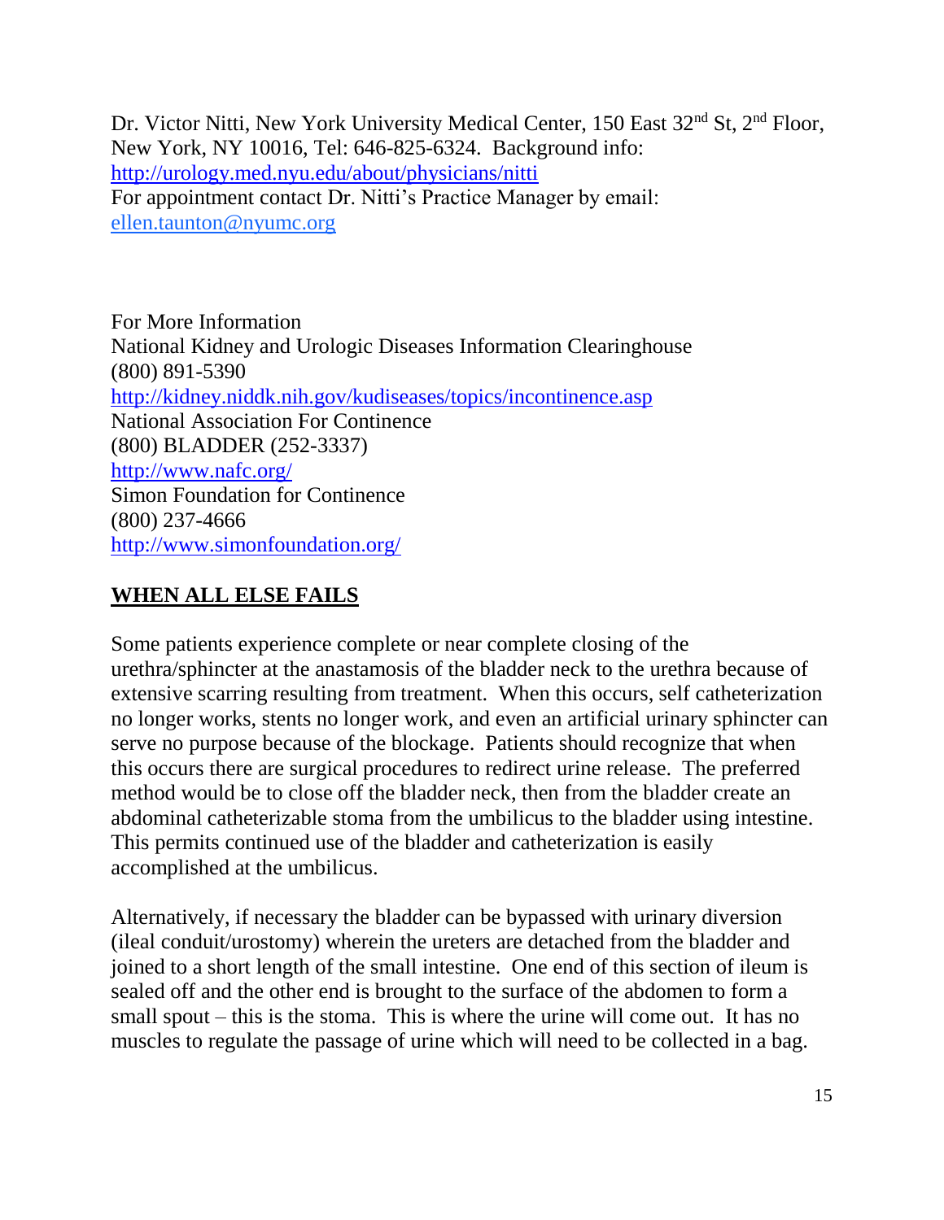Dr. Victor Nitti, New York University Medical Center, 150 East 32nd St, 2nd Floor, New York, NY 10016, Tel: 646-825-6324. Background info: http://urology.med.nyu.edu/about/physicians/nitti
For appointment contact Dr. Nitti's Practice Manager by email: ellen.taunton@nyumc.org

For More Information
National Kidney and Urologic Diseases Information Clearinghouse
(800) 891-5390
http://kidney.niddk.nih.gov/kudiseases/topics/incontinence.asp
National Association For Continence
(800) BLADDER (252-3337)
http://www.nafc.org/
Simon Foundation for Continence
(800) 237-4666
http://www.simonfoundation.org/

## WHEN ALL ELSE FAILS

Some patients experience complete or near complete closing of the urethra/sphincter at the anastamosis of the bladder neck to the urethra because of extensive scarring resulting from treatment. When this occurs, self catheterization no longer works, stents no longer work, and even an artificial urinary sphincter can serve no purpose because of the blockage. Patients should recognize that when this occurs there are surgical procedures to redirect urine release. The preferred method would be to close off the bladder neck, then from the bladder create an abdominal catheterizable stoma from the umbilicus to the bladder using intestine. This permits continued use of the bladder and catheterization is easily accomplished at the umbilicus.

Alternatively, if necessary the bladder can be bypassed with urinary diversion (ileal conduit/urostomy) wherein the ureters are detached from the bladder and joined to a short length of the small intestine. One end of this section of ileum is sealed off and the other end is brought to the surface of the abdomen to form a small spout – this is the stoma. This is where the urine will come out. It has no muscles to regulate the passage of urine which will need to be collected in a bag.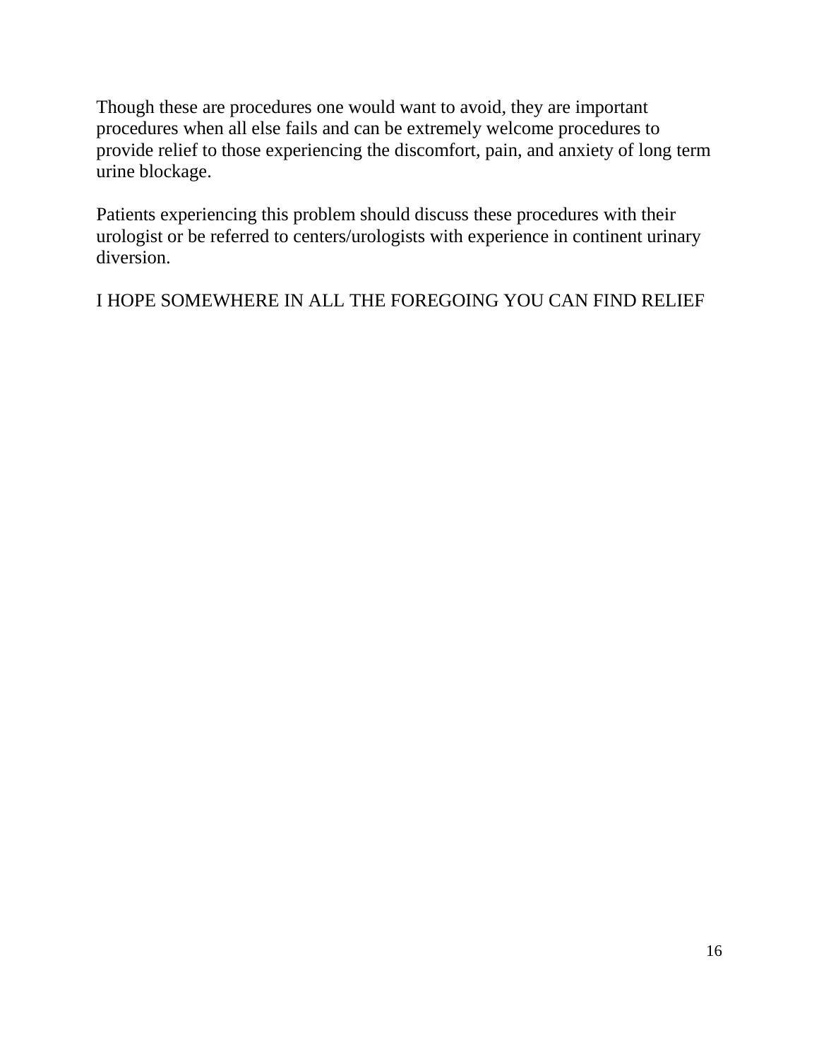Though these are procedures one would want to avoid, they are important procedures when all else fails and can be extremely welcome procedures to provide relief to those experiencing the discomfort, pain, and anxiety of long term urine blockage.

Patients experiencing this problem should discuss these procedures with their urologist or be referred to centers/urologists with experience in continent urinary diversion.

I HOPE SOMEWHERE IN ALL THE FOREGOING YOU CAN FIND RELIEF